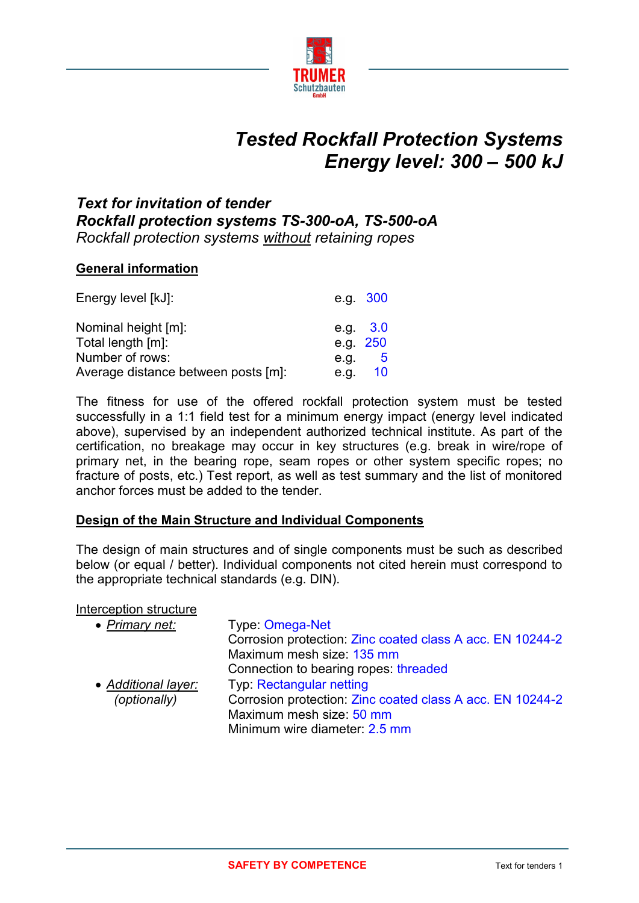# Tested Rockfall Protection Systems
# Energy level: 300 – 500 kJ

## *Text for invitation of tender*
## *Rockfall protection systems TS-300-oA, TS-500-oA*

*Rockfall protection systems <u>without</u> retaining ropes*

### <u>General information</u>

| | |
|---|---|
| Energy level [kJ]: | e.g. 300 |
| Nominal height [m]: | e.g. 3.0 |
| Total length [m]: | e.g. 250 |
| Number of rows: | e.g. 5 |
| Average distance between posts [m]: | e.g. 10 |

The fitness for use of the offered rockfall protection system must be tested successfully in a 1:1 field test for a minimum energy impact (energy level indicated above), supervised by an independent authorized technical institute. As part of the certification, no breakage may occur in key structures (e.g. break in wire/rope of primary net, in the bearing rope, seam ropes or other system specific ropes; no fracture of posts, etc.) Test report, as well as test summary and the list of monitored anchor forces must be added to the tender.

### <u>Design of the Main Structure and Individual Components</u>

The design of main structures and of single components must be such as described below (or equal / better). Individual components not cited herein must correspond to the appropriate technical standards (e.g. DIN).

<u>Interception structure</u>

- *<u>Primary net:</u>*
  Type: Omega-Net
  Corrosion protection: Zinc coated class A acc. EN 10244-2
  Maximum mesh size: 135 mm
  Connection to bearing ropes: threaded
- *<u>Additional layer:</u>* *(optionally)*
  Typ: Rectangular netting
  Corrosion protection: Zinc coated class A acc. EN 10244-2
  Maximum mesh size: 50 mm
  Minimum wire diameter: 2.5 mm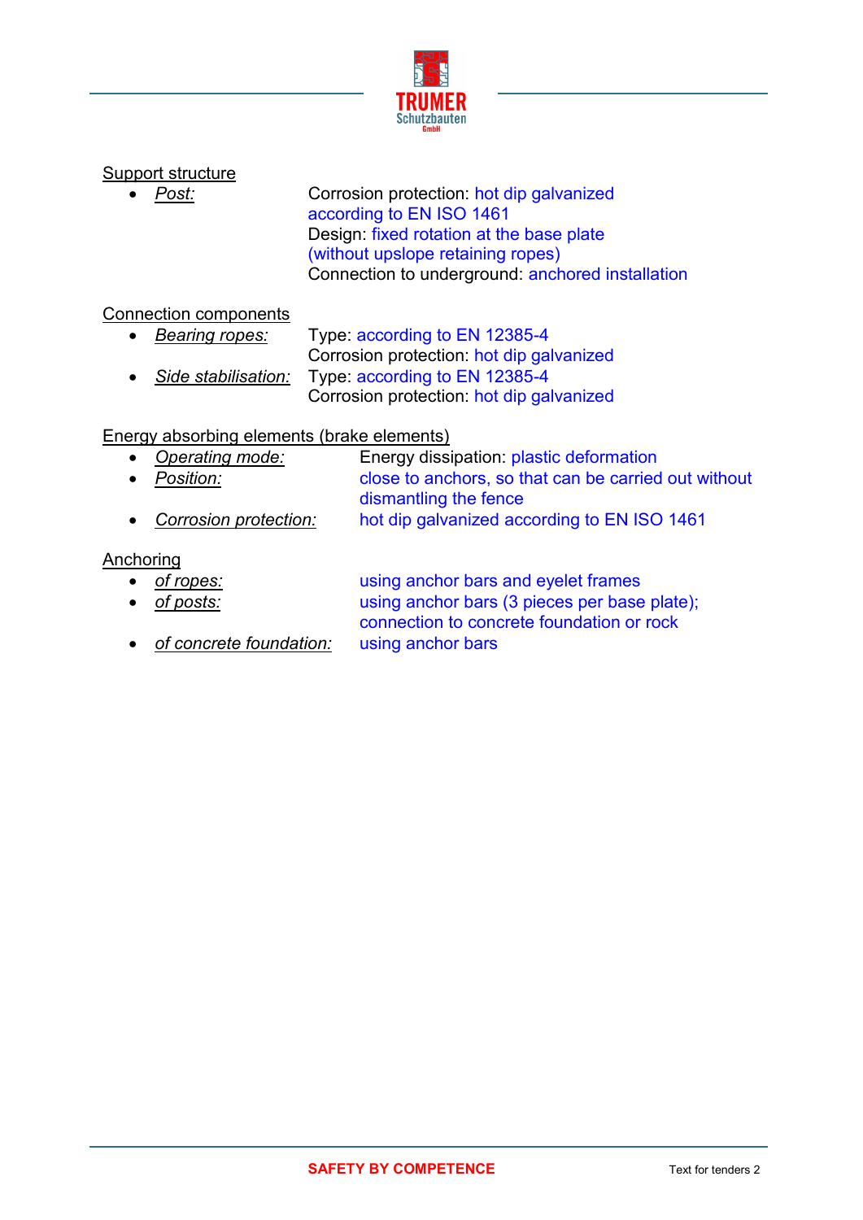Support structure

- *Post:* Corrosion protection: hot dip galvanized according to EN ISO 1461
  Design: fixed rotation at the base plate (without upslope retaining ropes)
  Connection to underground: anchored installation

Connection components

- *Bearing ropes:* Type: according to EN 12385-4
  Corrosion protection: hot dip galvanized
- *Side stabilisation:* Type: according to EN 12385-4
  Corrosion protection: hot dip galvanized

Energy absorbing elements (brake elements)

- *Operating mode:* Energy dissipation: plastic deformation
- *Position:* close to anchors, so that can be carried out without dismantling the fence
- *Corrosion protection:* hot dip galvanized according to EN ISO 1461

Anchoring

- *of ropes:* using anchor bars and eyelet frames
- *of posts:* using anchor bars (3 pieces per base plate); connection to concrete foundation or rock
- *of concrete foundation:* using anchor bars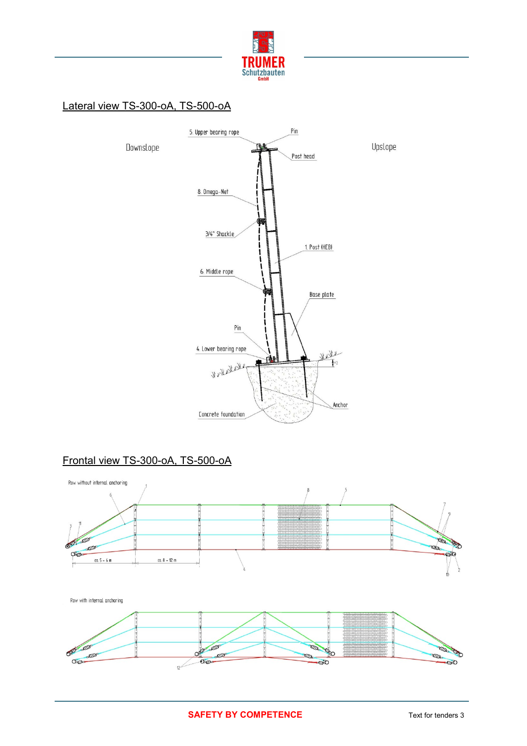## Lateral view TS-300-oA, TS-500-oA

Downslope

Upslope

5. Upper bearing rope

Pin

Post head

8. Omega-Net

3/4" Shackle

1. Post (HEB)

6. Middle rope

Base plate

Pin

4. Lower bearing rope

Anchor

Concrete foundation

## Frontal view TS-300-oA, TS-500-oA

Row without internal anchoring

1

6

8

5

7

9

3

11

ca. 5 - 6 m

ca. 8 - 12 m

4

10

2

Row with internal anchoring

12